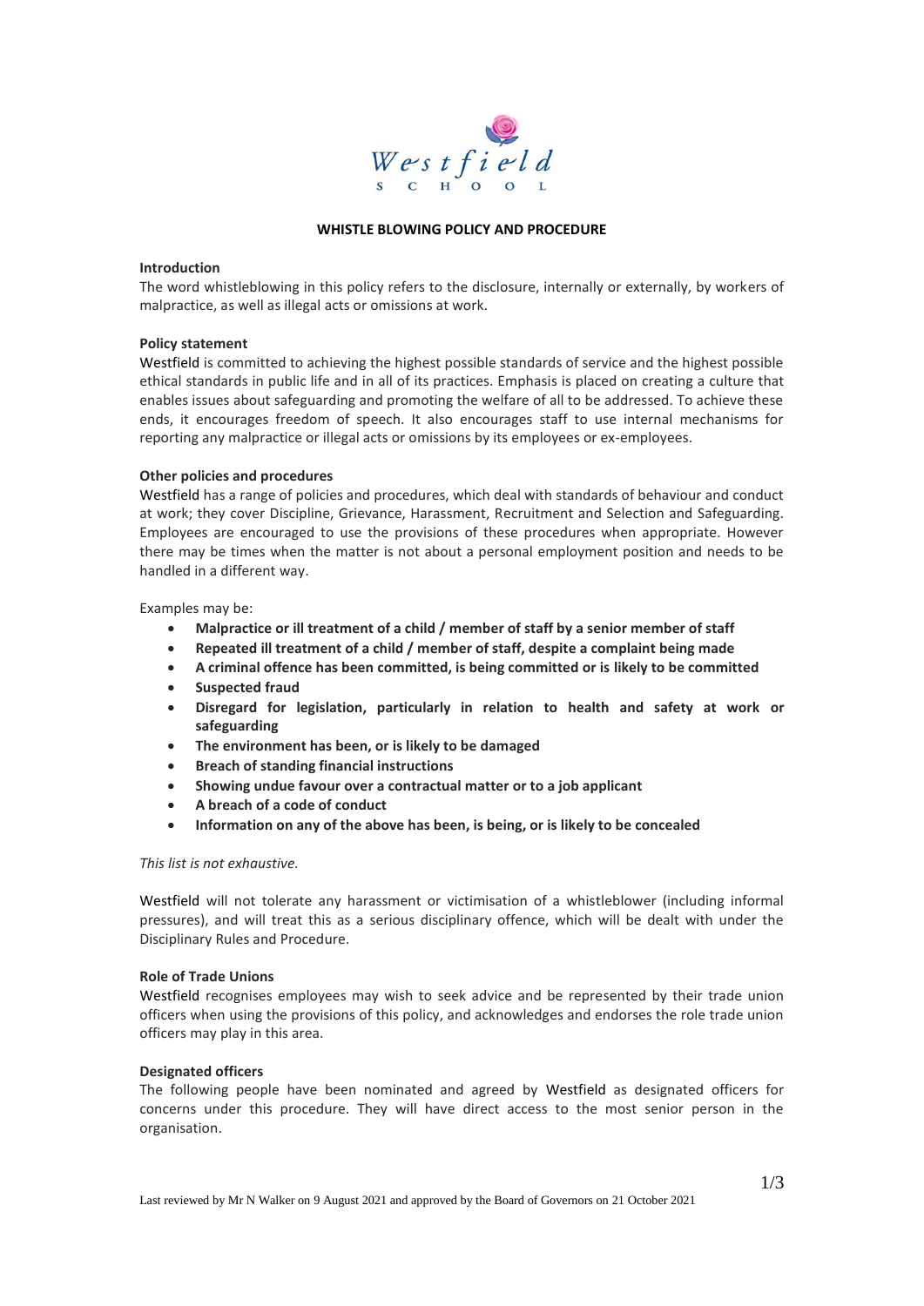Westfield

SCHOOL

# WHISTLE BLOWING POLICY AND PROCEDURE

**Introduction**

The word whistleblowing in this policy refers to the disclosure, internally or externally, by workers of malpractice, as well as illegal acts or omissions at work.

**Policy statement**

Westfield is committed to achieving the highest possible standards of service and the highest possible ethical standards in public life and in all of its practices. Emphasis is placed on creating a culture that enables issues about safeguarding and promoting the welfare of all to be addressed. To achieve these ends, it encourages freedom of speech. It also encourages staff to use internal mechanisms for reporting any malpractice or illegal acts or omissions by its employees or ex-employees.

**Other policies and procedures**

Westfield has a range of policies and procedures, which deal with standards of behaviour and conduct at work; they cover Discipline, Grievance, Harassment, Recruitment and Selection and Safeguarding. Employees are encouraged to use the provisions of these procedures when appropriate. However there may be times when the matter is not about a personal employment position and needs to be handled in a different way.

Examples may be:

- **Malpractice or ill treatment of a child / member of staff by a senior member of staff**
- **Repeated ill treatment of a child / member of staff, despite a complaint being made**
- **A criminal offence has been committed, is being committed or is likely to be committed**
- **Suspected fraud**
- **Disregard for legislation, particularly in relation to health and safety at work or safeguarding**
- **The environment has been, or is likely to be damaged**
- **Breach of standing financial instructions**
- **Showing undue favour over a contractual matter or to a job applicant**
- **A breach of a code of conduct**
- **Information on any of the above has been, is being, or is likely to be concealed**

*This list is not exhaustive.*

Westfield will not tolerate any harassment or victimisation of a whistleblower (including informal pressures), and will treat this as a serious disciplinary offence, which will be dealt with under the Disciplinary Rules and Procedure.

**Role of Trade Unions**

Westfield recognises employees may wish to seek advice and be represented by their trade union officers when using the provisions of this policy, and acknowledges and endorses the role trade union officers may play in this area.

**Designated officers**

The following people have been nominated and agreed by Westfield as designated officers for concerns under this procedure. They will have direct access to the most senior person in the organisation.

Last reviewed by Mr N Walker on 9 August 2021 and approved by the Board of Governors on 21 October 2021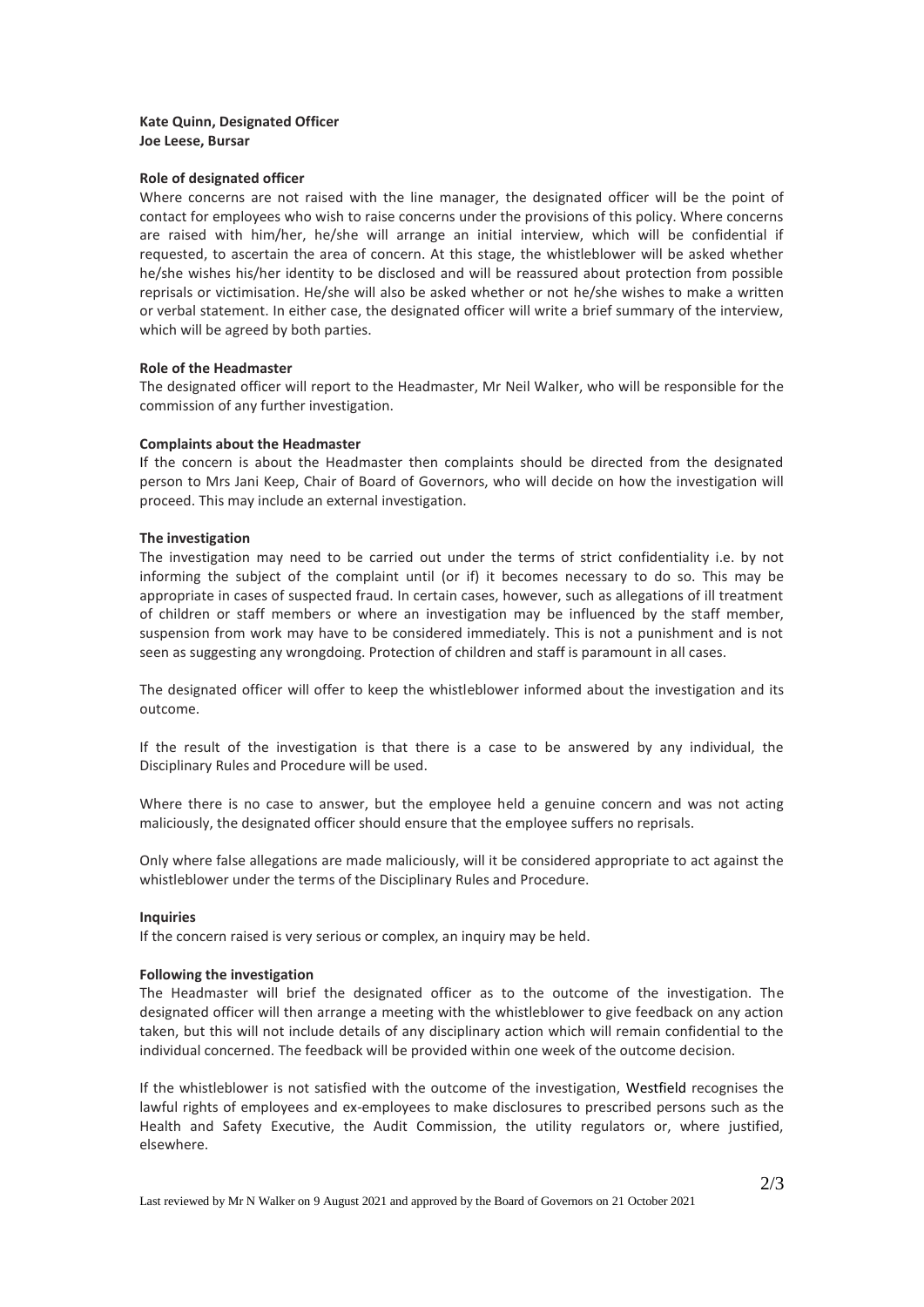**Kate Quinn, Designated Officer**
**Joe Leese, Bursar**

**Role of designated officer**

Where concerns are not raised with the line manager, the designated officer will be the point of contact for employees who wish to raise concerns under the provisions of this policy. Where concerns are raised with him/her, he/she will arrange an initial interview, which will be confidential if requested, to ascertain the area of concern. At this stage, the whistleblower will be asked whether he/she wishes his/her identity to be disclosed and will be reassured about protection from possible reprisals or victimisation. He/she will also be asked whether or not he/she wishes to make a written or verbal statement. In either case, the designated officer will write a brief summary of the interview, which will be agreed by both parties.

**Role of the Headmaster**

The designated officer will report to the Headmaster, Mr Neil Walker, who will be responsible for the commission of any further investigation.

**Complaints about the Headmaster**

If the concern is about the Headmaster then complaints should be directed from the designated person to Mrs Jani Keep, Chair of Board of Governors, who will decide on how the investigation will proceed. This may include an external investigation.

**The investigation**

The investigation may need to be carried out under the terms of strict confidentiality i.e. by not informing the subject of the complaint until (or if) it becomes necessary to do so. This may be appropriate in cases of suspected fraud. In certain cases, however, such as allegations of ill treatment of children or staff members or where an investigation may be influenced by the staff member, suspension from work may have to be considered immediately. This is not a punishment and is not seen as suggesting any wrongdoing. Protection of children and staff is paramount in all cases.

The designated officer will offer to keep the whistleblower informed about the investigation and its outcome.

If the result of the investigation is that there is a case to be answered by any individual, the Disciplinary Rules and Procedure will be used.

Where there is no case to answer, but the employee held a genuine concern and was not acting maliciously, the designated officer should ensure that the employee suffers no reprisals.

Only where false allegations are made maliciously, will it be considered appropriate to act against the whistleblower under the terms of the Disciplinary Rules and Procedure.

**Inquiries**

If the concern raised is very serious or complex, an inquiry may be held.

**Following the investigation**

The Headmaster will brief the designated officer as to the outcome of the investigation. The designated officer will then arrange a meeting with the whistleblower to give feedback on any action taken, but this will not include details of any disciplinary action which will remain confidential to the individual concerned. The feedback will be provided within one week of the outcome decision.

If the whistleblower is not satisfied with the outcome of the investigation, Westfield recognises the lawful rights of employees and ex-employees to make disclosures to prescribed persons such as the Health and Safety Executive, the Audit Commission, the utility regulators or, where justified, elsewhere.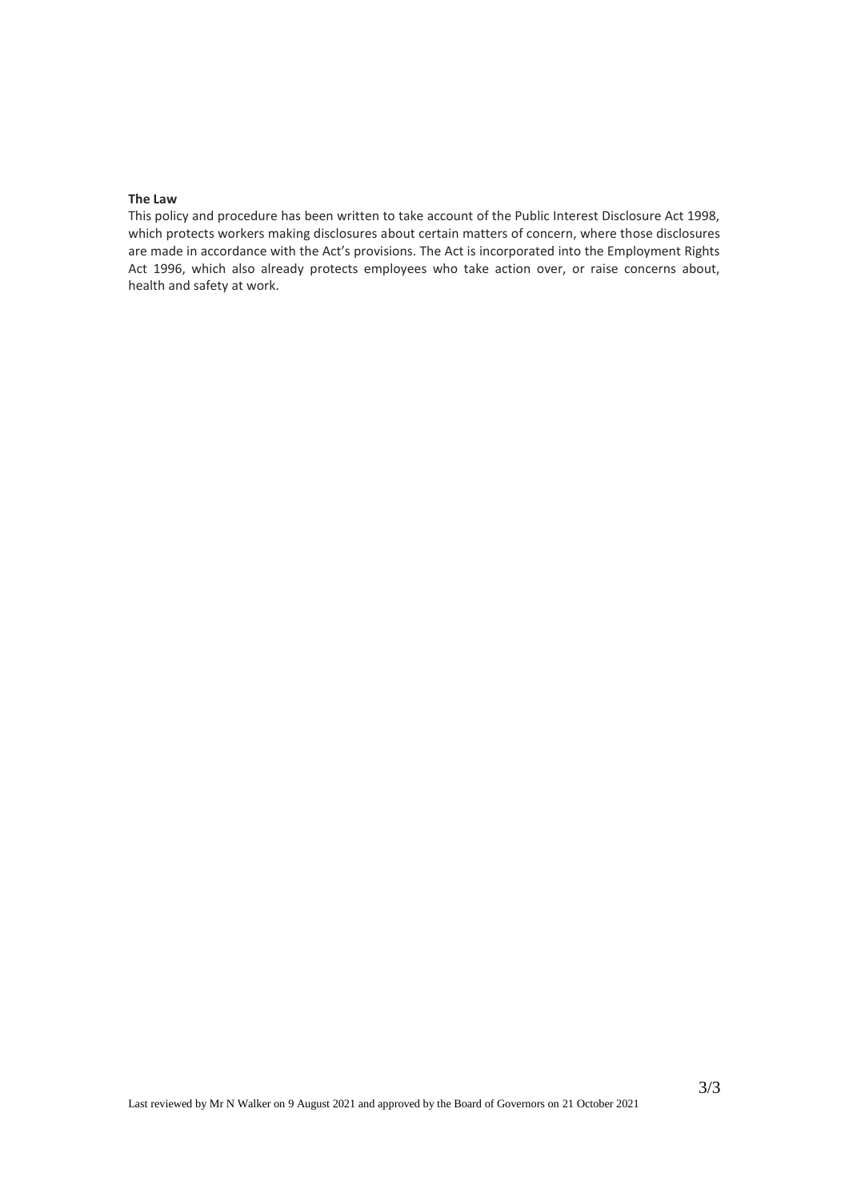**The Law**

This policy and procedure has been written to take account of the Public Interest Disclosure Act 1998, which protects workers making disclosures about certain matters of concern, where those disclosures are made in accordance with the Act's provisions. The Act is incorporated into the Employment Rights Act 1996, which also already protects employees who take action over, or raise concerns about, health and safety at work.

Last reviewed by Mr N Walker on 9 August 2021 and approved by the Board of Governors on 21 October 2021